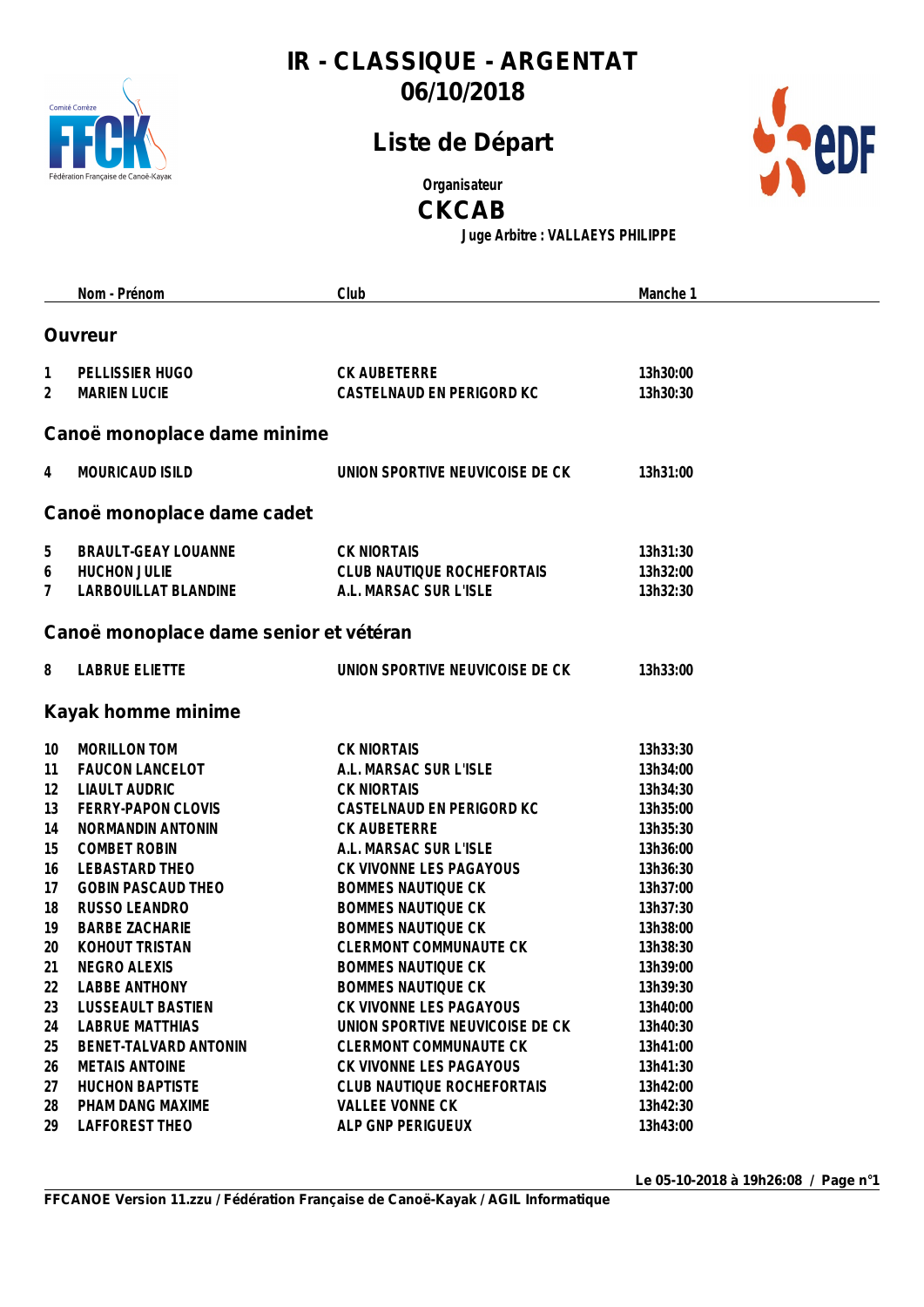# IR - CLASSIQUE - ARGENTAT
## 06/10/2018

## Liste de Départ

Organisateur

**CKCAB**

Juge Arbitre : VALLAEYS PHILIPPE

| | Nom - Prénom | Club | Manche 1 |
|---|---|---|---|
| **Ouvreur** | | | |
| 1 | PELLISSIER HUGO | CK AUBETERRE | 13h30:00 |
| 2 | MARIEN LUCIE | CASTELNAUD EN PERIGORD KC | 13h30:30 |
| **Canoë monoplace dame minime** | | | |
| 4 | MOURICAUD ISILD | UNION SPORTIVE NEUVICOISE DE CK | 13h31:00 |
| **Canoë monoplace dame cadet** | | | |
| 5 | BRAULT-GEAY LOUANNE | CK NIORTAIS | 13h31:30 |
| 6 | HUCHON JULIE | CLUB NAUTIQUE ROCHEFORTAIS | 13h32:00 |
| 7 | LARBOUILLAT BLANDINE | A.L. MARSAC SUR L'ISLE | 13h32:30 |
| **Canoë monoplace dame senior et vétéran** | | | |
| 8 | LABRUE ELIETTE | UNION SPORTIVE NEUVICOISE DE CK | 13h33:00 |
| **Kayak homme minime** | | | |
| 10 | MORILLON TOM | CK NIORTAIS | 13h33:30 |
| 11 | FAUCON LANCELOT | A.L. MARSAC SUR L'ISLE | 13h34:00 |
| 12 | LIAULT AUDRIC | CK NIORTAIS | 13h34:30 |
| 13 | FERRY-PAPON CLOVIS | CASTELNAUD EN PERIGORD KC | 13h35:00 |
| 14 | NORMANDIN ANTONIN | CK AUBETERRE | 13h35:30 |
| 15 | COMBET ROBIN | A.L. MARSAC SUR L'ISLE | 13h36:00 |
| 16 | LEBASTARD THEO | CK VIVONNE LES PAGAYOUS | 13h36:30 |
| 17 | GOBIN PASCAUD THEO | BOMMES NAUTIQUE CK | 13h37:00 |
| 18 | RUSSO LEANDRO | BOMMES NAUTIQUE CK | 13h37:30 |
| 19 | BARBE ZACHARIE | BOMMES NAUTIQUE CK | 13h38:00 |
| 20 | KOHOUT TRISTAN | CLERMONT COMMUNAUTE CK | 13h38:30 |
| 21 | NEGRO ALEXIS | BOMMES NAUTIQUE CK | 13h39:00 |
| 22 | LABBE ANTHONY | BOMMES NAUTIQUE CK | 13h39:30 |
| 23 | LUSSEAULT BASTIEN | CK VIVONNE LES PAGAYOUS | 13h40:00 |
| 24 | LABRUE MATTHIAS | UNION SPORTIVE NEUVICOISE DE CK | 13h40:30 |
| 25 | BENET-TALVARD ANTONIN | CLERMONT COMMUNAUTE CK | 13h41:00 |
| 26 | METAIS ANTOINE | CK VIVONNE LES PAGAYOUS | 13h41:30 |
| 27 | HUCHON BAPTISTE | CLUB NAUTIQUE ROCHEFORTAIS | 13h42:00 |
| 28 | PHAM DANG MAXIME | VALLEE VONNE CK | 13h42:30 |
| 29 | LAFFOREST THEO | ALP GNP PERIGUEUX | 13h43:00 |

Le 05-10-2018 à 19h26:08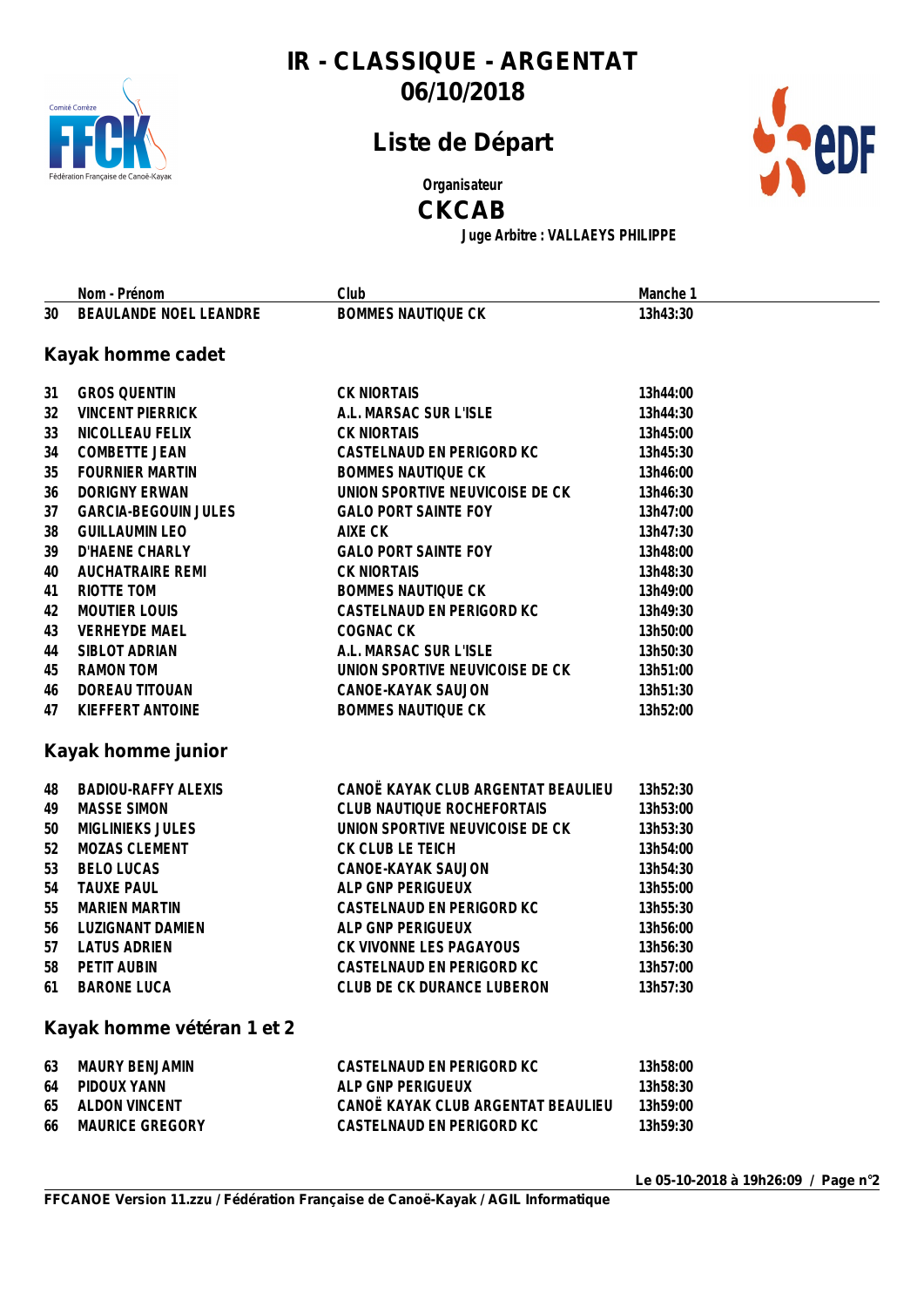# IR - CLASSIQUE - ARGENTAT
## 06/10/2018

## Liste de Départ

Organisateur

**CKCAB**

Juge Arbitre : VALLAEYS PHILIPPE

| | Nom - Prénom | Club | Manche 1 |
|---|---|---|---|
| 30 | BEAULANDE NOEL LEANDRE | BOMMES NAUTIQUE CK | 13h43:30 |

### Kayak homme cadet

| | Nom - Prénom | Club | Manche 1 |
|---|---|---|---|
| 31 | GROS QUENTIN | CK NIORTAIS | 13h44:00 |
| 32 | VINCENT PIERRICK | A.L. MARSAC SUR L'ISLE | 13h44:30 |
| 33 | NICOLLEAU FELIX | CK NIORTAIS | 13h45:00 |
| 34 | COMBETTE JEAN | CASTELNAUD EN PERIGORD KC | 13h45:30 |
| 35 | FOURNIER MARTIN | BOMMES NAUTIQUE CK | 13h46:00 |
| 36 | DORIGNY ERWAN | UNION SPORTIVE NEUVICOISE DE CK | 13h46:30 |
| 37 | GARCIA-BEGOUIN JULES | GALO PORT SAINTE FOY | 13h47:00 |
| 38 | GUILLAUMIN LEO | AIXE CK | 13h47:30 |
| 39 | D'HAENE CHARLY | GALO PORT SAINTE FOY | 13h48:00 |
| 40 | AUCHATRAIRE REMI | CK NIORTAIS | 13h48:30 |
| 41 | RIOTTE TOM | BOMMES NAUTIQUE CK | 13h49:00 |
| 42 | MOUTIER LOUIS | CASTELNAUD EN PERIGORD KC | 13h49:30 |
| 43 | VERHEYDE MAEL | COGNAC CK | 13h50:00 |
| 44 | SIBLOT ADRIAN | A.L. MARSAC SUR L'ISLE | 13h50:30 |
| 45 | RAMON TOM | UNION SPORTIVE NEUVICOISE DE CK | 13h51:00 |
| 46 | DOREAU TITOUAN | CANOE-KAYAK SAUJON | 13h51:30 |
| 47 | KIEFFERT ANTOINE | BOMMES NAUTIQUE CK | 13h52:00 |

### Kayak homme junior

| | Nom - Prénom | Club | Manche 1 |
|---|---|---|---|
| 48 | BADIOU-RAFFY ALEXIS | CANOË KAYAK CLUB ARGENTAT BEAULIEU | 13h52:30 |
| 49 | MASSE SIMON | CLUB NAUTIQUE ROCHEFORTAIS | 13h53:00 |
| 50 | MIGLINIEKS JULES | UNION SPORTIVE NEUVICOISE DE CK | 13h53:30 |
| 52 | MOZAS CLEMENT | CK CLUB LE TEICH | 13h54:00 |
| 53 | BELO LUCAS | CANOE-KAYAK SAUJON | 13h54:30 |
| 54 | TAUXE PAUL | ALP GNP PERIGUEUX | 13h55:00 |
| 55 | MARIEN MARTIN | CASTELNAUD EN PERIGORD KC | 13h55:30 |
| 56 | LUZIGNANT DAMIEN | ALP GNP PERIGUEUX | 13h56:00 |
| 57 | LATUS ADRIEN | CK VIVONNE LES PAGAYOUS | 13h56:30 |
| 58 | PETIT AUBIN | CASTELNAUD EN PERIGORD KC | 13h57:00 |
| 61 | BARONE LUCA | CLUB DE CK DURANCE LUBERON | 13h57:30 |

### Kayak homme vétéran 1 et 2

| | Nom - Prénom | Club | Manche 1 |
|---|---|---|---|
| 63 | MAURY BENJAMIN | CASTELNAUD EN PERIGORD KC | 13h58:00 |
| 64 | PIDOUX YANN | ALP GNP PERIGUEUX | 13h58:30 |
| 65 | ALDON VINCENT | CANOË KAYAK CLUB ARGENTAT BEAULIEU | 13h59:00 |
| 66 | MAURICE GREGORY | CASTELNAUD EN PERIGORD KC | 13h59:30 |

Le 05-10-2018 à 19h26:09

FFCANOE Version 11.zzu / Fédération Française de Canoë-Kayak / AGIL Informatique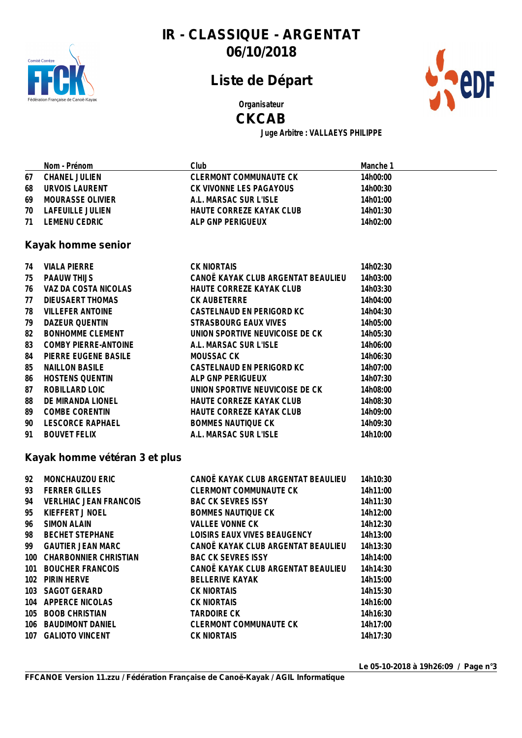# IR - CLASSIQUE - ARGENTAT
## 06/10/2018

## Liste de Départ

Organisateur

**CKCAB**

Juge Arbitre : VALLAEYS PHILIPPE

| | Nom - Prénom | Club | Manche 1 |
|---|---|---|---|
| 67 | CHANEL JULIEN | CLERMONT COMMUNAUTE CK | 14h00:00 |
| 68 | URVOIS LAURENT | CK VIVONNE LES PAGAYOUS | 14h00:30 |
| 69 | MOURASSE OLIVIER | A.L. MARSAC SUR L'ISLE | 14h01:00 |
| 70 | LAFEUILLE JULIEN | HAUTE CORREZE KAYAK CLUB | 14h01:30 |
| 71 | LEMENU CEDRIC | ALP GNP PERIGUEUX | 14h02:00 |

### Kayak homme senior

| | Nom - Prénom | Club | Manche 1 |
|---|---|---|---|
| 74 | VIALA PIERRE | CK NIORTAIS | 14h02:30 |
| 75 | PAAUW THIJS | CANOË KAYAK CLUB ARGENTAT BEAULIEU | 14h03:00 |
| 76 | VAZ DA COSTA NICOLAS | HAUTE CORREZE KAYAK CLUB | 14h03:30 |
| 77 | DIEUSAERT THOMAS | CK AUBETERRE | 14h04:00 |
| 78 | VILLEFER ANTOINE | CASTELNAUD EN PERIGORD KC | 14h04:30 |
| 79 | DAZEUR QUENTIN | STRASBOURG EAUX VIVES | 14h05:00 |
| 82 | BONHOMME CLEMENT | UNION SPORTIVE NEUVICOISE DE CK | 14h05:30 |
| 83 | COMBY PIERRE-ANTOINE | A.L. MARSAC SUR L'ISLE | 14h06:00 |
| 84 | PIERRE EUGENE BASILE | MOUSSAC CK | 14h06:30 |
| 85 | NAILLON BASILE | CASTELNAUD EN PERIGORD KC | 14h07:00 |
| 86 | HOSTENS QUENTIN | ALP GNP PERIGUEUX | 14h07:30 |
| 87 | ROBILLARD LOIC | UNION SPORTIVE NEUVICOISE DE CK | 14h08:00 |
| 88 | DE MIRANDA LIONEL | HAUTE CORREZE KAYAK CLUB | 14h08:30 |
| 89 | COMBE CORENTIN | HAUTE CORREZE KAYAK CLUB | 14h09:00 |
| 90 | LESCORCE RAPHAEL | BOMMES NAUTIQUE CK | 14h09:30 |
| 91 | BOUVET FELIX | A.L. MARSAC SUR L'ISLE | 14h10:00 |

### Kayak homme vétéran 3 et plus

| | Nom - Prénom | Club | Manche 1 |
|---|---|---|---|
| 92 | MONCHAUZOU ERIC | CANOË KAYAK CLUB ARGENTAT BEAULIEU | 14h10:30 |
| 93 | FERRER GILLES | CLERMONT COMMUNAUTE CK | 14h11:00 |
| 94 | VERLHIAC JEAN FRANCOIS | BAC CK SEVRES ISSY | 14h11:30 |
| 95 | KIEFFERT J NOEL | BOMMES NAUTIQUE CK | 14h12:00 |
| 96 | SIMON ALAIN | VALLEE VONNE CK | 14h12:30 |
| 98 | BECHET STEPHANE | LOISIRS EAUX VIVES BEAUGENCY | 14h13:00 |
| 99 | GAUTIER JEAN MARC | CANOË KAYAK CLUB ARGENTAT BEAULIEU | 14h13:30 |
| 100 | CHARBONNIER CHRISTIAN | BAC CK SEVRES ISSY | 14h14:00 |
| 101 | BOUCHER FRANCOIS | CANOË KAYAK CLUB ARGENTAT BEAULIEU | 14h14:30 |
| 102 | PIRIN HERVE | BELLERIVE KAYAK | 14h15:00 |
| 103 | SAGOT GERARD | CK NIORTAIS | 14h15:30 |
| 104 | APPERCE NICOLAS | CK NIORTAIS | 14h16:00 |
| 105 | BOOB CHRISTIAN | TARDOIRE CK | 14h16:30 |
| 106 | BAUDIMONT DANIEL | CLERMONT COMMUNAUTE CK | 14h17:00 |
| 107 | GALIOTO VINCENT | CK NIORTAIS | 14h17:30 |

Le 05-10-2018 à 19h26:09 / Page n°3

FFCANOE Version 11.zzu / Fédération Française de Canoë-Kayak / AGIL Informatique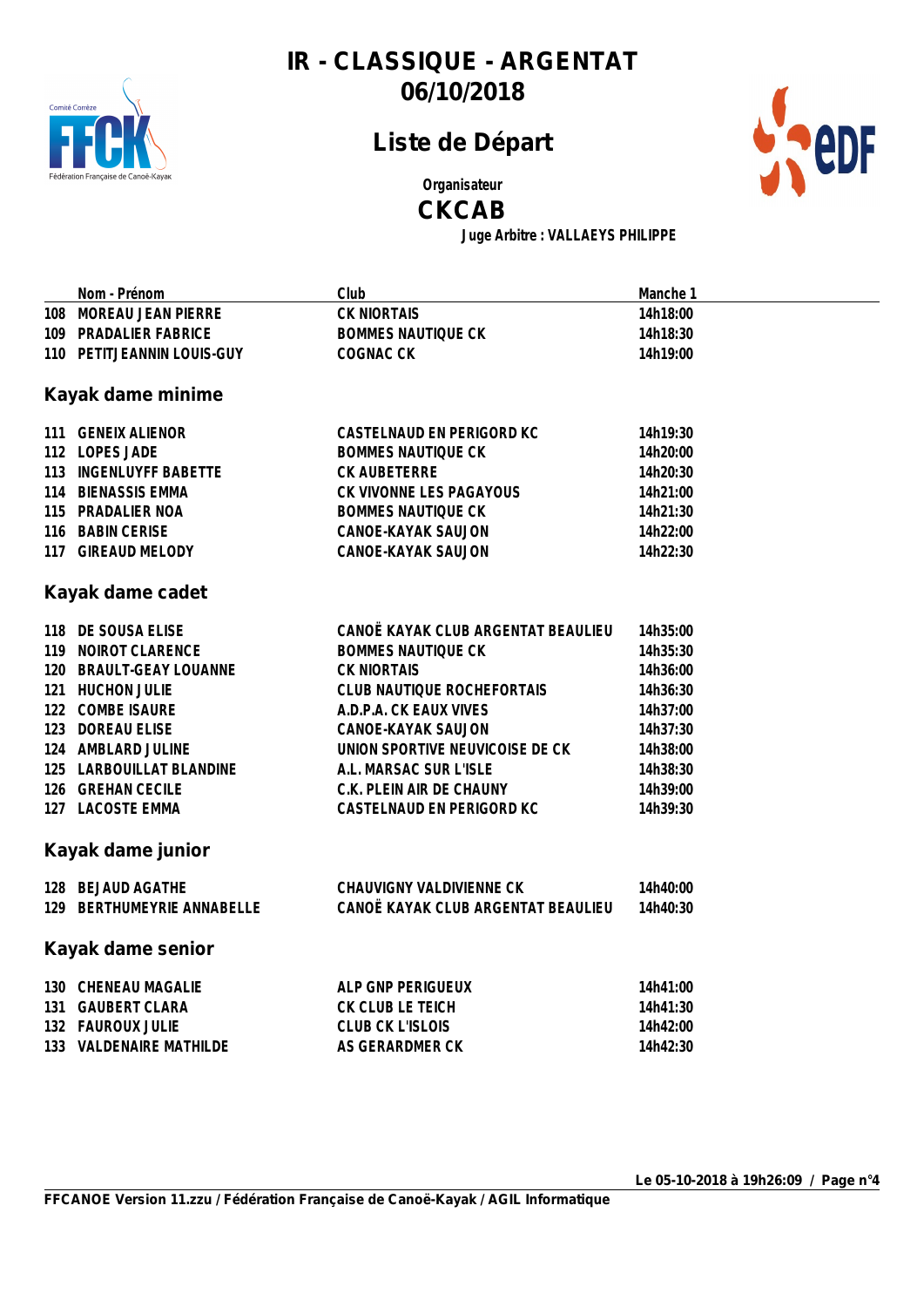# IR - CLASSIQUE - ARGENTAT
# 06/10/2018

## Liste de Départ

Organisateur

**CKCAB**

Juge Arbitre : VALLAEYS PHILIPPE

| | Nom - Prénom | Club | Manche 1 |
|---|---|---|---|
| 108 | MOREAU JEAN PIERRE | CK NIORTAIS | 14h18:00 |
| 109 | PRADALIER FABRICE | BOMMES NAUTIQUE CK | 14h18:30 |
| 110 | PETITJEANNIN LOUIS-GUY | COGNAC CK | 14h19:00 |

### Kayak dame minime

| | Nom - Prénom | Club | Manche 1 |
|---|---|---|---|
| 111 | GENEIX ALIENOR | CASTELNAUD EN PERIGORD KC | 14h19:30 |
| 112 | LOPES JADE | BOMMES NAUTIQUE CK | 14h20:00 |
| 113 | INGENLUYFF BABETTE | CK AUBETERRE | 14h20:30 |
| 114 | BIENASSIS EMMA | CK VIVONNE LES PAGAYOUS | 14h21:00 |
| 115 | PRADALIER NOA | BOMMES NAUTIQUE CK | 14h21:30 |
| 116 | BABIN CERISE | CANOE-KAYAK SAUJON | 14h22:00 |
| 117 | GIREAUD MELODY | CANOE-KAYAK SAUJON | 14h22:30 |

### Kayak dame cadet

| | Nom - Prénom | Club | Manche 1 |
|---|---|---|---|
| 118 | DE SOUSA ELISE | CANOË KAYAK CLUB ARGENTAT BEAULIEU | 14h35:00 |
| 119 | NOIROT CLARENCE | BOMMES NAUTIQUE CK | 14h35:30 |
| 120 | BRAULT-GEAY LOUANNE | CK NIORTAIS | 14h36:00 |
| 121 | HUCHON JULIE | CLUB NAUTIQUE ROCHEFORTAIS | 14h36:30 |
| 122 | COMBE ISAURE | A.D.P.A. CK EAUX VIVES | 14h37:00 |
| 123 | DOREAU ELISE | CANOE-KAYAK SAUJON | 14h37:30 |
| 124 | AMBLARD JULINE | UNION SPORTIVE NEUVICOISE DE CK | 14h38:00 |
| 125 | LARBOUILLAT BLANDINE | A.L. MARSAC SUR L'ISLE | 14h38:30 |
| 126 | GREHAN CECILE | C.K. PLEIN AIR DE CHAUNY | 14h39:00 |
| 127 | LACOSTE EMMA | CASTELNAUD EN PERIGORD KC | 14h39:30 |

### Kayak dame junior

| | Nom - Prénom | Club | Manche 1 |
|---|---|---|---|
| 128 | BEJAUD AGATHE | CHAUVIGNY VALDIVIENNE CK | 14h40:00 |
| 129 | BERTHUMEYRIE ANNABELLE | CANOË KAYAK CLUB ARGENTAT BEAULIEU | 14h40:30 |

### Kayak dame senior

| | Nom - Prénom | Club | Manche 1 |
|---|---|---|---|
| 130 | CHENEAU MAGALIE | ALP GNP PERIGUEUX | 14h41:00 |
| 131 | GAUBERT CLARA | CK CLUB LE TEICH | 14h41:30 |
| 132 | FAUROUX JULIE | CLUB CK L'ISLOIS | 14h42:00 |
| 133 | VALDENAIRE MATHILDE | AS GERARDMER CK | 14h42:30 |

Le 05-10-2018 à 19h26:09

FFCANOE Version 11.zzu / Fédération Française de Canoë-Kayak / AGIL Informatique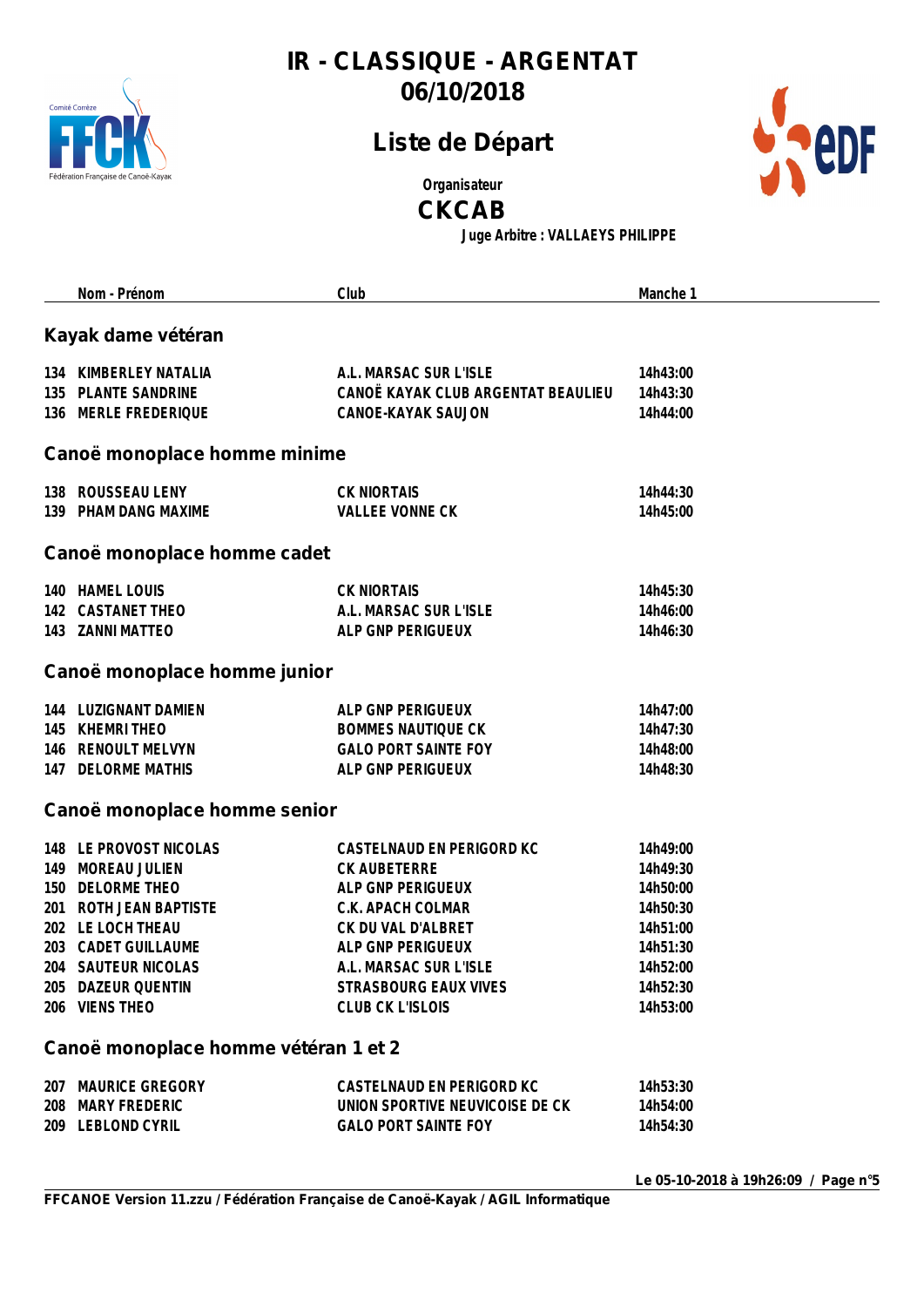# IR - CLASSIQUE - ARGENTAT
## 06/10/2018

## Liste de Départ

Organisateur

**CKCAB**

Juge Arbitre : VALLAEYS PHILIPPE

### Kayak dame vétéran

| | Nom - Prénom | Club | Manche 1 |
|---|---|---|---|
| 134 | KIMBERLEY NATALIA | A.L. MARSAC SUR L'ISLE | 14h43:00 |
| 135 | PLANTE SANDRINE | CANOË KAYAK CLUB ARGENTAT BEAULIEU | 14h43:30 |
| 136 | MERLE FREDERIQUE | CANOE-KAYAK SAUJON | 14h44:00 |

### Canoë monoplace homme minime

| | Nom - Prénom | Club | Manche 1 |
|---|---|---|---|
| 138 | ROUSSEAU LENY | CK NIORTAIS | 14h44:30 |
| 139 | PHAM DANG MAXIME | VALLEE VONNE CK | 14h45:00 |

### Canoë monoplace homme cadet

| | Nom - Prénom | Club | Manche 1 |
|---|---|---|---|
| 140 | HAMEL LOUIS | CK NIORTAIS | 14h45:30 |
| 142 | CASTANET THEO | A.L. MARSAC SUR L'ISLE | 14h46:00 |
| 143 | ZANNI MATTEO | ALP GNP PERIGUEUX | 14h46:30 |

### Canoë monoplace homme junior

| | Nom - Prénom | Club | Manche 1 |
|---|---|---|---|
| 144 | LUZIGNANT DAMIEN | ALP GNP PERIGUEUX | 14h47:00 |
| 145 | KHEMRI THEO | BOMMES NAUTIQUE CK | 14h47:30 |
| 146 | RENOULT MELVYN | GALO PORT SAINTE FOY | 14h48:00 |
| 147 | DELORME MATHIS | ALP GNP PERIGUEUX | 14h48:30 |

### Canoë monoplace homme senior

| | Nom - Prénom | Club | Manche 1 |
|---|---|---|---|
| 148 | LE PROVOST NICOLAS | CASTELNAUD EN PERIGORD KC | 14h49:00 |
| 149 | MOREAU JULIEN | CK AUBETERRE | 14h49:30 |
| 150 | DELORME THEO | ALP GNP PERIGUEUX | 14h50:00 |
| 201 | ROTH JEAN BAPTISTE | C.K. APACH COLMAR | 14h50:30 |
| 202 | LE LOCH THEAU | CK DU VAL D'ALBRET | 14h51:00 |
| 203 | CADET GUILLAUME | ALP GNP PERIGUEUX | 14h51:30 |
| 204 | SAUTEUR NICOLAS | A.L. MARSAC SUR L'ISLE | 14h52:00 |
| 205 | DAZEUR QUENTIN | STRASBOURG EAUX VIVES | 14h52:30 |
| 206 | VIENS THEO | CLUB CK L'ISLOIS | 14h53:00 |

### Canoë monoplace homme vétéran 1 et 2

| | Nom - Prénom | Club | Manche 1 |
|---|---|---|---|
| 207 | MAURICE GREGORY | CASTELNAUD EN PERIGORD KC | 14h53:30 |
| 208 | MARY FREDERIC | UNION SPORTIVE NEUVICOISE DE CK | 14h54:00 |
| 209 | LEBLOND CYRIL | GALO PORT SAINTE FOY | 14h54:30 |

Le 05-10-2018 à 19h26:09 / Page n°5

FFCANOE Version 11.zzu / Fédération Française de Canoë-Kayak / AGIL Informatique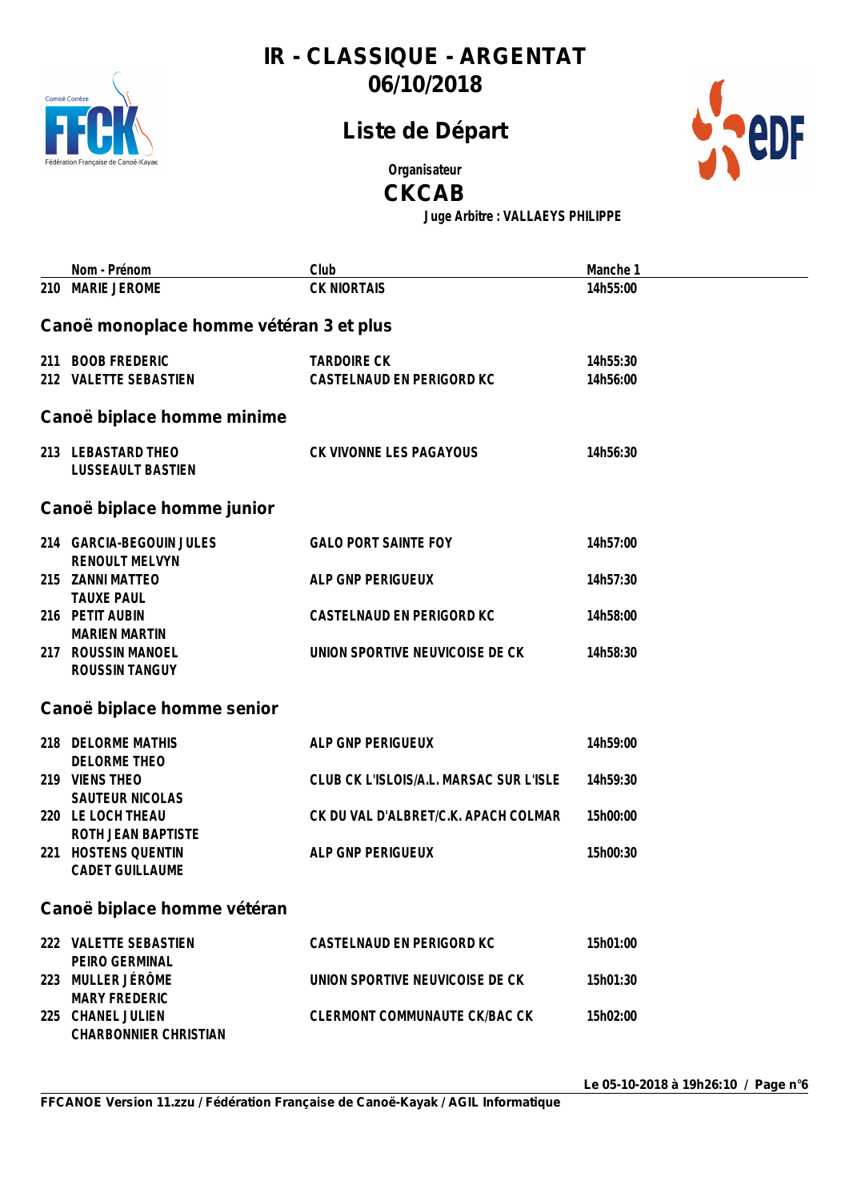# IR - CLASSIQUE - ARGENTAT
## 06/10/2018

## Liste de Départ

Organisateur

**CKCAB**

Juge Arbitre : VALLAEYS PHILIPPE

| | Nom - Prénom | Club | Manche 1 |
|---|---|---|---|
| 210 | MARIE JEROME | CK NIORTAIS | 14h55:00 |

### Canoë monoplace homme vétéran 3 et plus

| | Nom - Prénom | Club | Manche 1 |
|---|---|---|---|
| 211 | BOOB FREDERIC | TARDOIRE CK | 14h55:30 |
| 212 | VALETTE SEBASTIEN | CASTELNAUD EN PERIGORD KC | 14h56:00 |

### Canoë biplace homme minime

| | Nom - Prénom | Club | Manche 1 |
|---|---|---|---|
| 213 | LEBASTARD THEO<br>LUSSEAULT BASTIEN | CK VIVONNE LES PAGAYOUS | 14h56:30 |

### Canoë biplace homme junior

| | Nom - Prénom | Club | Manche 1 |
|---|---|---|---|
| 214 | GARCIA-BEGOUIN JULES<br>RENOULT MELVYN | GALO PORT SAINTE FOY | 14h57:00 |
| 215 | ZANNI MATTEO<br>TAUXE PAUL | ALP GNP PERIGUEUX | 14h57:30 |
| 216 | PETIT AUBIN<br>MARIEN MARTIN | CASTELNAUD EN PERIGORD KC | 14h58:00 |
| 217 | ROUSSIN MANOEL<br>ROUSSIN TANGUY | UNION SPORTIVE NEUVICOISE DE CK | 14h58:30 |

### Canoë biplace homme senior

| | Nom - Prénom | Club | Manche 1 |
|---|---|---|---|
| 218 | DELORME MATHIS<br>DELORME THEO | ALP GNP PERIGUEUX | 14h59:00 |
| 219 | VIENS THEO<br>SAUTEUR NICOLAS | CLUB CK L'ISLOIS/A.L. MARSAC SUR L'ISLE | 14h59:30 |
| 220 | LE LOCH THEAU<br>ROTH JEAN BAPTISTE | CK DU VAL D'ALBRET/C.K. APACH COLMAR | 15h00:00 |
| 221 | HOSTENS QUENTIN<br>CADET GUILLAUME | ALP GNP PERIGUEUX | 15h00:30 |

### Canoë biplace homme vétéran

| | Nom - Prénom | Club | Manche 1 |
|---|---|---|---|
| 222 | VALETTE SEBASTIEN<br>PEIRO GERMINAL | CASTELNAUD EN PERIGORD KC | 15h01:00 |
| 223 | MULLER JÉRÔME<br>MARY FREDERIC | UNION SPORTIVE NEUVICOISE DE CK | 15h01:30 |
| 225 | CHANEL JULIEN<br>CHARBONNIER CHRISTIAN | CLERMONT COMMUNAUTE CK/BAC CK | 15h02:00 |

Le 05-10-2018 à 19h26:10

FFCANOE Version 11.zzu / Fédération Française de Canoë-Kayak / AGIL Informatique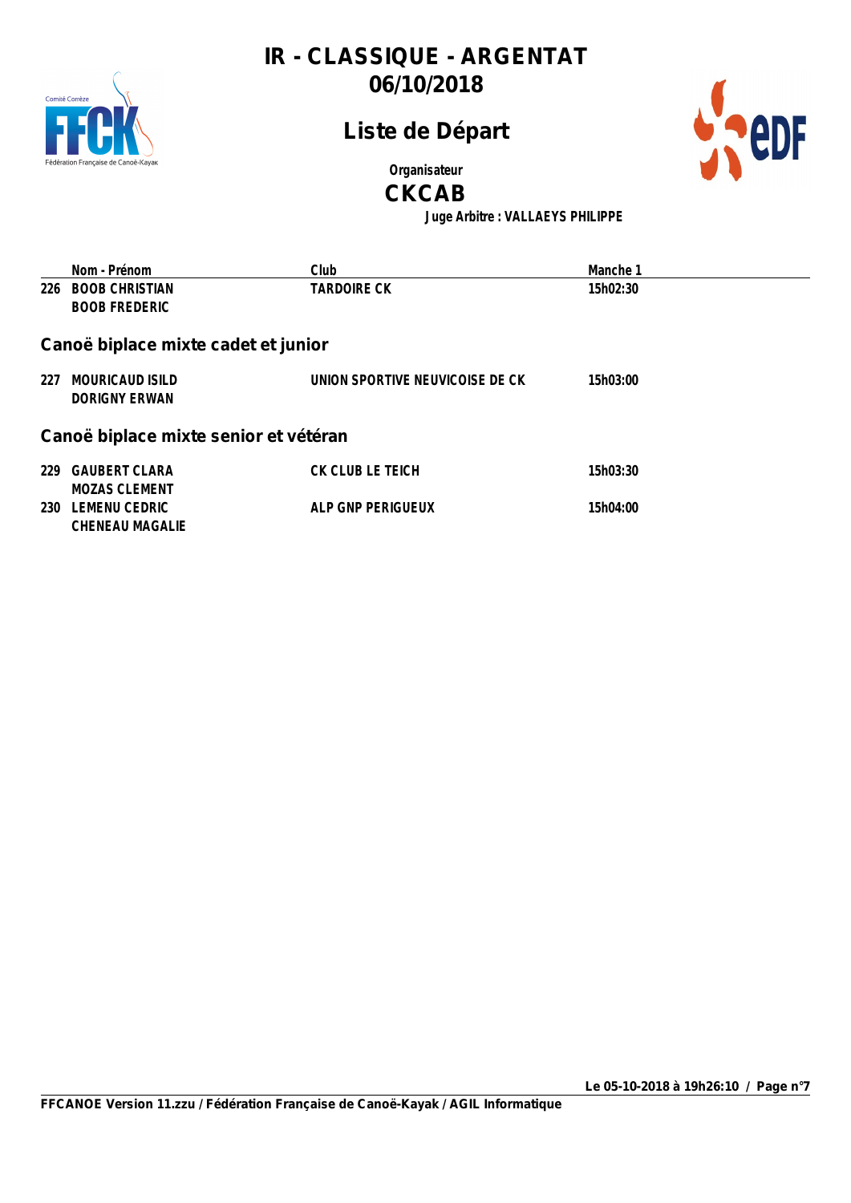# IR - CLASSIQUE - ARGENTAT
# 06/10/2018

## Liste de Départ

Organisateur

**CKCAB**

Juge Arbitre : VALLAEYS PHILIPPE

| | Nom - Prénom | Club | Manche 1 |
|---|---|---|---|
| 226 | BOOB CHRISTIAN<br>BOOB FREDERIC | TARDOIRE CK | 15h02:30 |

### Canoë biplace mixte cadet et junior

| | Nom - Prénom | Club | Manche 1 |
|---|---|---|---|
| 227 | MOURICAUD ISILD<br>DORIGNY ERWAN | UNION SPORTIVE NEUVICOISE DE CK | 15h03:00 |

### Canoë biplace mixte senior et vétéran

| | Nom - Prénom | Club | Manche 1 |
|---|---|---|---|
| 229 | GAUBERT CLARA<br>MOZAS CLEMENT | CK CLUB LE TEICH | 15h03:30 |
| 230 | LEMENU CEDRIC<br>CHENEAU MAGALIE | ALP GNP PERIGUEUX | 15h04:00 |

Le 05-10-2018 à 19h26:10

FFCANOE Version 11.zzu / Fédération Française de Canoë-Kayak / AGIL Informatique